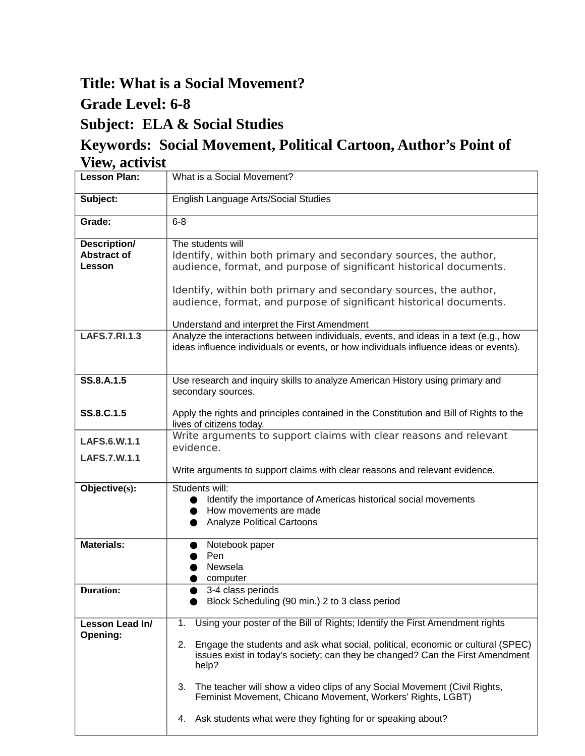# Title: What is a Social Movement?

## Grade Level: 6-8

## Subject: ELA & Social Studies

## Keywords: Social Movement, Political Cartoon, Author's Point of View, activist

| **Lesson Plan:** | What is a Social Movement? |
|---|---|
| **Subject:** | English Language Arts/Social Studies |
| **Grade:** | 6-8 |
| **Description/ Abstract of Lesson** | The students will<br>Identify, within both primary and secondary sources, the author, audience, format, and purpose of significant historical documents.<br><br>Identify, within both primary and secondary sources, the author, audience, format, and purpose of significant historical documents.<br><br>Understand and interpret the First Amendment |
| **LAFS.7.RI.1.3** | Analyze the interactions between individuals, events, and ideas in a text (e.g., how ideas influence individuals or events, or how individuals influence ideas or events). |
| **SS.8.A.1.5**<br><br>**SS.8.C.1.5** | Use research and inquiry skills to analyze American History using primary and secondary sources.<br><br>Apply the rights and principles contained in the Constitution and Bill of Rights to the lives of citizens today. |
| **LAFS.6.W.1.1**<br><br>**LAFS.7.W.1.1** | Write arguments to support claims with clear reasons and relevant evidence.<br><br>Write arguments to support claims with clear reasons and relevant evidence. |
| **Objective(s):** | Students will:<br>● Identify the importance of Americas historical social movements<br>● How movements are made<br>● Analyze Political Cartoons |
| **Materials:** | ● Notebook paper<br>● Pen<br>● Newsela<br>● computer |
| **Duration:** | ● 3-4 class periods<br>● Block Scheduling (90 min.) 2 to 3 class period |
| **Lesson Lead In/ Opening:** | 1. Using your poster of the Bill of Rights; Identify the First Amendment rights<br><br>2. Engage the students and ask what social, political, economic or cultural (SPEC) issues exist in today's society; can they be changed? Can the First Amendment help?<br><br>3. The teacher will show a video clips of any Social Movement (Civil Rights, Feminist Movement, Chicano Movement, Workers' Rights, LGBT)<br><br>4. Ask students what were they fighting for or speaking about? |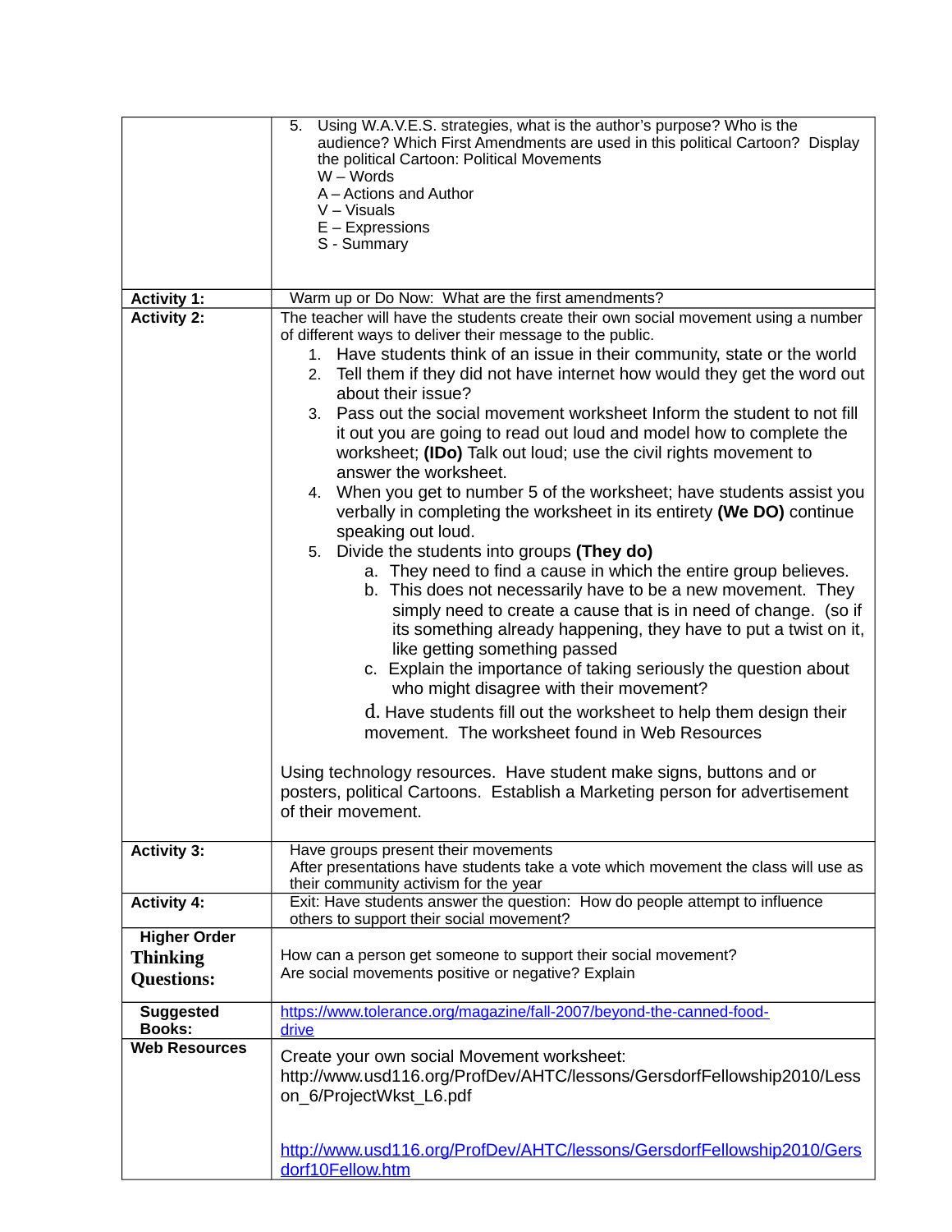| | |
|---|---|
| | 5. Using W.A.V.E.S. strategies, what is the author's purpose? Who is the audience? Which First Amendments are used in this political Cartoon? Display the political Cartoon: Political Movements<br>W – Words<br>A – Actions and Author<br>V – Visuals<br>E – Expressions<br>S - Summary |
| **Activity 1:** | Warm up or Do Now: What are the first amendments? |
| **Activity 2:** | The teacher will have the students create their own social movement using a number of different ways to deliver their message to the public.<br>1. Have students think of an issue in their community, state or the world<br>2. Tell them if they did not have internet how would they get the word out about their issue?<br>3. Pass out the social movement worksheet Inform the student to not fill it out you are going to read out loud and model how to complete the worksheet; **(IDo)** Talk out loud; use the civil rights movement to answer the worksheet.<br>4. When you get to number 5 of the worksheet; have students assist you verbally in completing the worksheet in its entirety **(We DO)** continue speaking out loud.<br>5. Divide the students into groups **(They do)**<br>a. They need to find a cause in which the entire group believes.<br>b. This does not necessarily have to be a new movement. They simply need to create a cause that is in need of change. (so if its something already happening, they have to put a twist on it, like getting something passed<br>c. Explain the importance of taking seriously the question about who might disagree with their movement?<br>d. Have students fill out the worksheet to help them design their movement. The worksheet found in Web Resources<br><br>Using technology resources. Have student make signs, buttons and or posters, political Cartoons. Establish a Marketing person for advertisement of their movement. |
| **Activity 3:** | Have groups present their movements<br>After presentations have students take a vote which movement the class will use as their community activism for the year |
| **Activity 4:** | Exit: Have students answer the question: How do people attempt to influence others to support their social movement? |
| **Higher Order Thinking Questions:** | How can a person get someone to support their social movement?<br>Are social movements positive or negative? Explain |
| **Suggested Books:** | https://www.tolerance.org/magazine/fall-2007/beyond-the-canned-food-drive |
| **Web Resources** | Create your own social Movement worksheet: http://www.usd116.org/ProfDev/AHTC/lessons/GersdorfFellowship2010/Lesson_6/ProjectWkst_L6.pdf<br><br>http://www.usd116.org/ProfDev/AHTC/lessons/GersdorfFellowship2010/Gersdorf10Fellow.htm |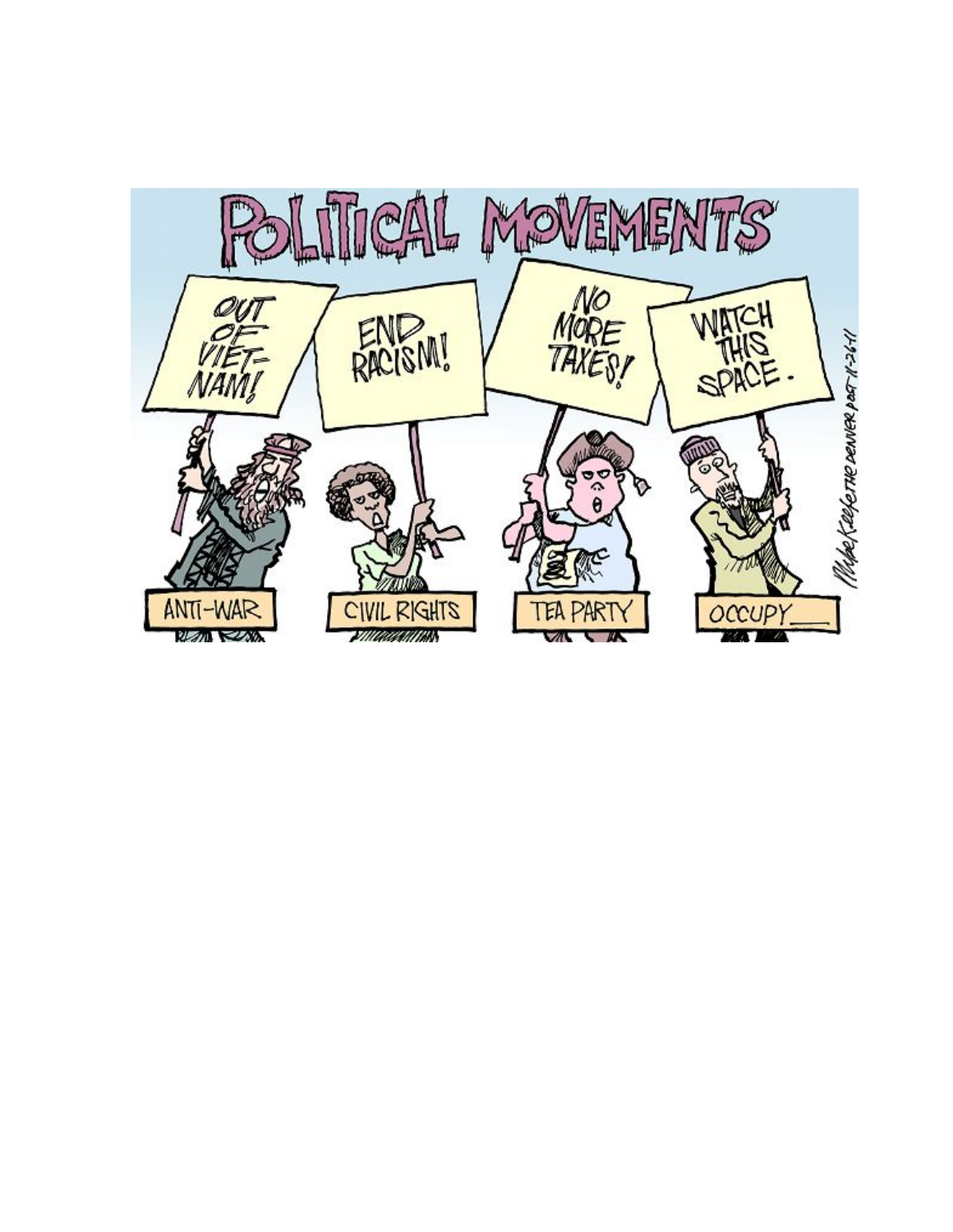POLITICAL MOVEMENTS

OUT OF VIET-NAM!

END RACISM!

NO MORE TAXES!

WATCH THIS SPACE.

ANTI-WAR

CIVIL RIGHTS

TEA PARTY

OCCUPY___

Mike Keefe THE DENVER POST 11-26-11